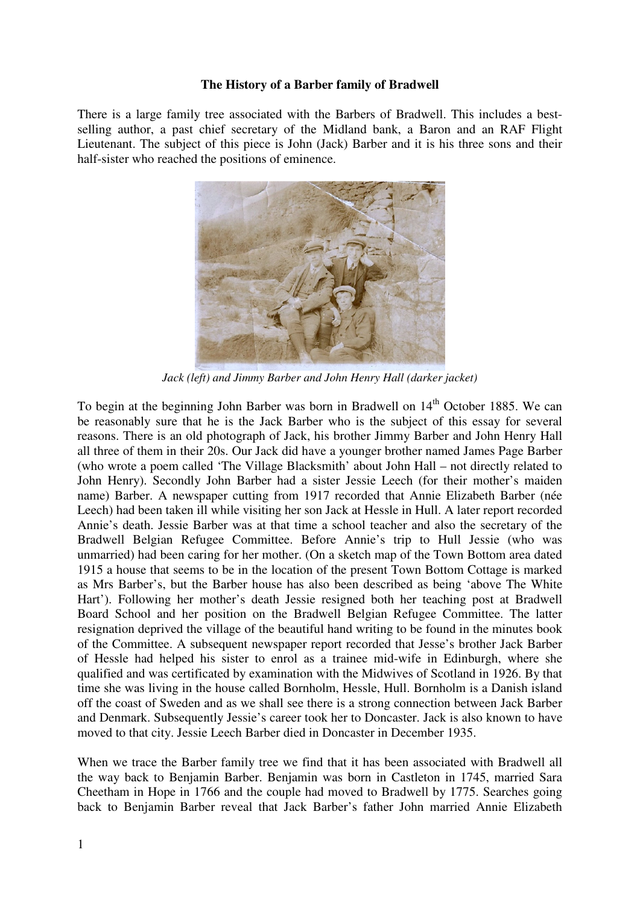**The History of a Barber family of Bradwell**

There is a large family tree associated with the Barbers of Bradwell. This includes a best-selling author, a past chief secretary of the Midland bank, a Baron and an RAF Flight Lieutenant. The subject of this piece is John (Jack) Barber and it is his three sons and their half-sister who reached the positions of eminence.

*Jack (left) and Jimmy Barber and John Henry Hall (darker jacket)*

To begin at the beginning John Barber was born in Bradwell on 14th October 1885. We can be reasonably sure that he is the Jack Barber who is the subject of this essay for several reasons. There is an old photograph of Jack, his brother Jimmy Barber and John Henry Hall all three of them in their 20s. Our Jack did have a younger brother named James Page Barber (who wrote a poem called 'The Village Blacksmith' about John Hall – not directly related to John Henry). Secondly John Barber had a sister Jessie Leech (for their mother's maiden name) Barber. A newspaper cutting from 1917 recorded that Annie Elizabeth Barber (née Leech) had been taken ill while visiting her son Jack at Hessle in Hull. A later report recorded Annie's death. Jessie Barber was at that time a school teacher and also the secretary of the Bradwell Belgian Refugee Committee. Before Annie's trip to Hull Jessie (who was unmarried) had been caring for her mother. (On a sketch map of the Town Bottom area dated 1915 a house that seems to be in the location of the present Town Bottom Cottage is marked as Mrs Barber's, but the Barber house has also been described as being 'above The White Hart'). Following her mother's death Jessie resigned both her teaching post at Bradwell Board School and her position on the Bradwell Belgian Refugee Committee. The latter resignation deprived the village of the beautiful hand writing to be found in the minutes book of the Committee. A subsequent newspaper report recorded that Jesse's brother Jack Barber of Hessle had helped his sister to enrol as a trainee mid-wife in Edinburgh, where she qualified and was certificated by examination with the Midwives of Scotland in 1926. By that time she was living in the house called Bornholm, Hessle, Hull. Bornholm is a Danish island off the coast of Sweden and as we shall see there is a strong connection between Jack Barber and Denmark. Subsequently Jessie's career took her to Doncaster. Jack is also known to have moved to that city. Jessie Leech Barber died in Doncaster in December 1935.

When we trace the Barber family tree we find that it has been associated with Bradwell all the way back to Benjamin Barber. Benjamin was born in Castleton in 1745, married Sara Cheetham in Hope in 1766 and the couple had moved to Bradwell by 1775. Searches going back to Benjamin Barber reveal that Jack Barber's father John married Annie Elizabeth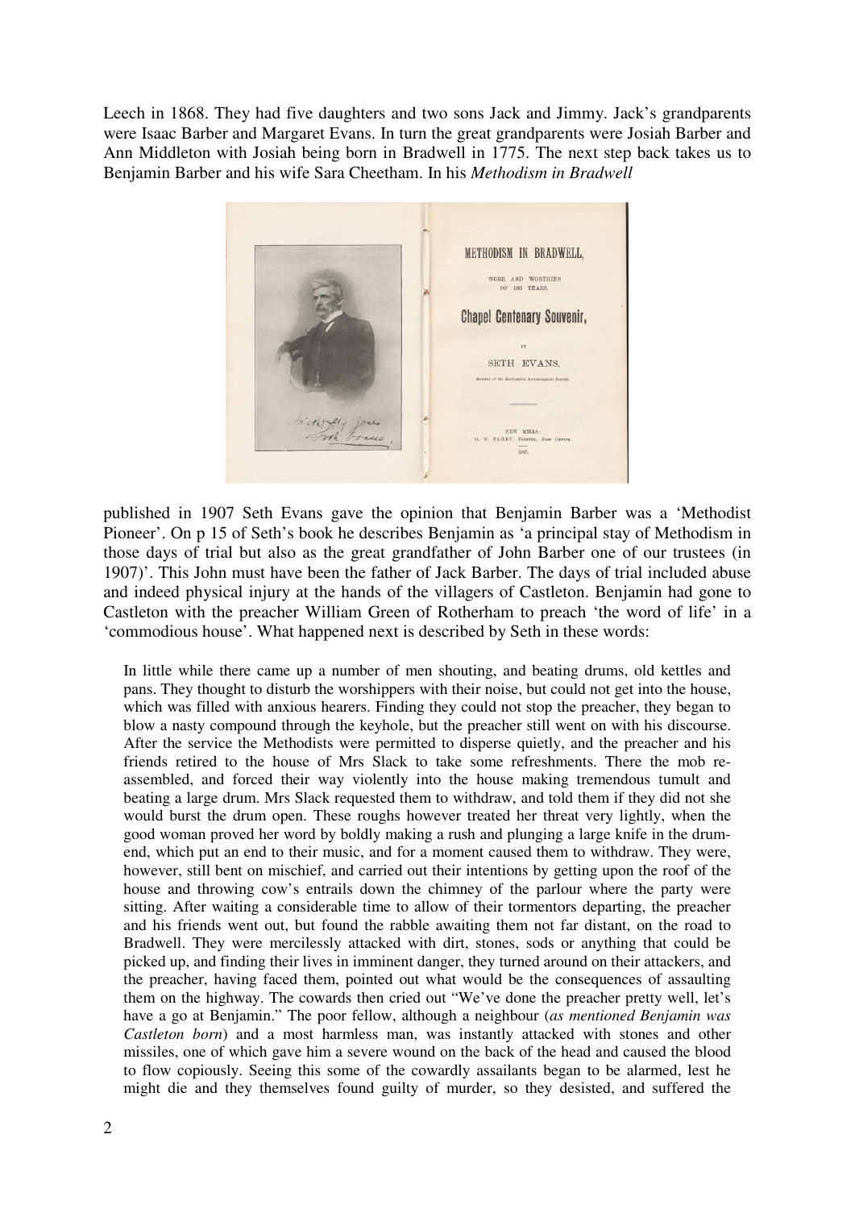Leech in 1868. They had five daughters and two sons Jack and Jimmy. Jack's grandparents were Isaac Barber and Margaret Evans. In turn the great grandparents were Josiah Barber and Ann Middleton with Josiah being born in Bradwell in 1775. The next step back takes us to Benjamin Barber and his wife Sara Cheetham. In his *Methodism in Bradwell*

published in 1907 Seth Evans gave the opinion that Benjamin Barber was a 'Methodist Pioneer'. On p 15 of Seth's book he describes Benjamin as 'a principal stay of Methodism in those days of trial but also as the great grandfather of John Barber one of our trustees (in 1907)'. This John must have been the father of Jack Barber. The days of trial included abuse and indeed physical injury at the hands of the villagers of Castleton. Benjamin had gone to Castleton with the preacher William Green of Rotherham to preach 'the word of life' in a 'commodious house'. What happened next is described by Seth in these words:

> In little while there came up a number of men shouting, and beating drums, old kettles and pans. They thought to disturb the worshippers with their noise, but could not get into the house, which was filled with anxious hearers. Finding they could not stop the preacher, they began to blow a nasty compound through the keyhole, but the preacher still went on with his discourse. After the service the Methodists were permitted to disperse quietly, and the preacher and his friends retired to the house of Mrs Slack to take some refreshments. There the mob re-assembled, and forced their way violently into the house making tremendous tumult and beating a large drum. Mrs Slack requested them to withdraw, and told them if they did not she would burst the drum open. These roughs however treated her threat very lightly, when the good woman proved her word by boldly making a rush and plunging a large knife in the drum-end, which put an end to their music, and for a moment caused them to withdraw. They were, however, still bent on mischief, and carried out their intentions by getting upon the roof of the house and throwing cow's entrails down the chimney of the parlour where the party were sitting. After waiting a considerable time to allow of their tormentors departing, the preacher and his friends went out, but found the rabble awaiting them not far distant, on the road to Bradwell. They were mercilessly attacked with dirt, stones, sods or anything that could be picked up, and finding their lives in imminent danger, they turned around on their attackers, and the preacher, having faced them, pointed out what would be the consequences of assaulting them on the highway. The cowards then cried out "We've done the preacher pretty well, let's have a go at Benjamin." The poor fellow, although a neighbour (*as mentioned Benjamin was Castleton born*) and a most harmless man, was instantly attacked with stones and other missiles, one of which gave him a severe wound on the back of the head and caused the blood to flow copiously. Seeing this some of the cowardly assailants began to be alarmed, lest he might die and they themselves found guilty of murder, so they desisted, and suffered the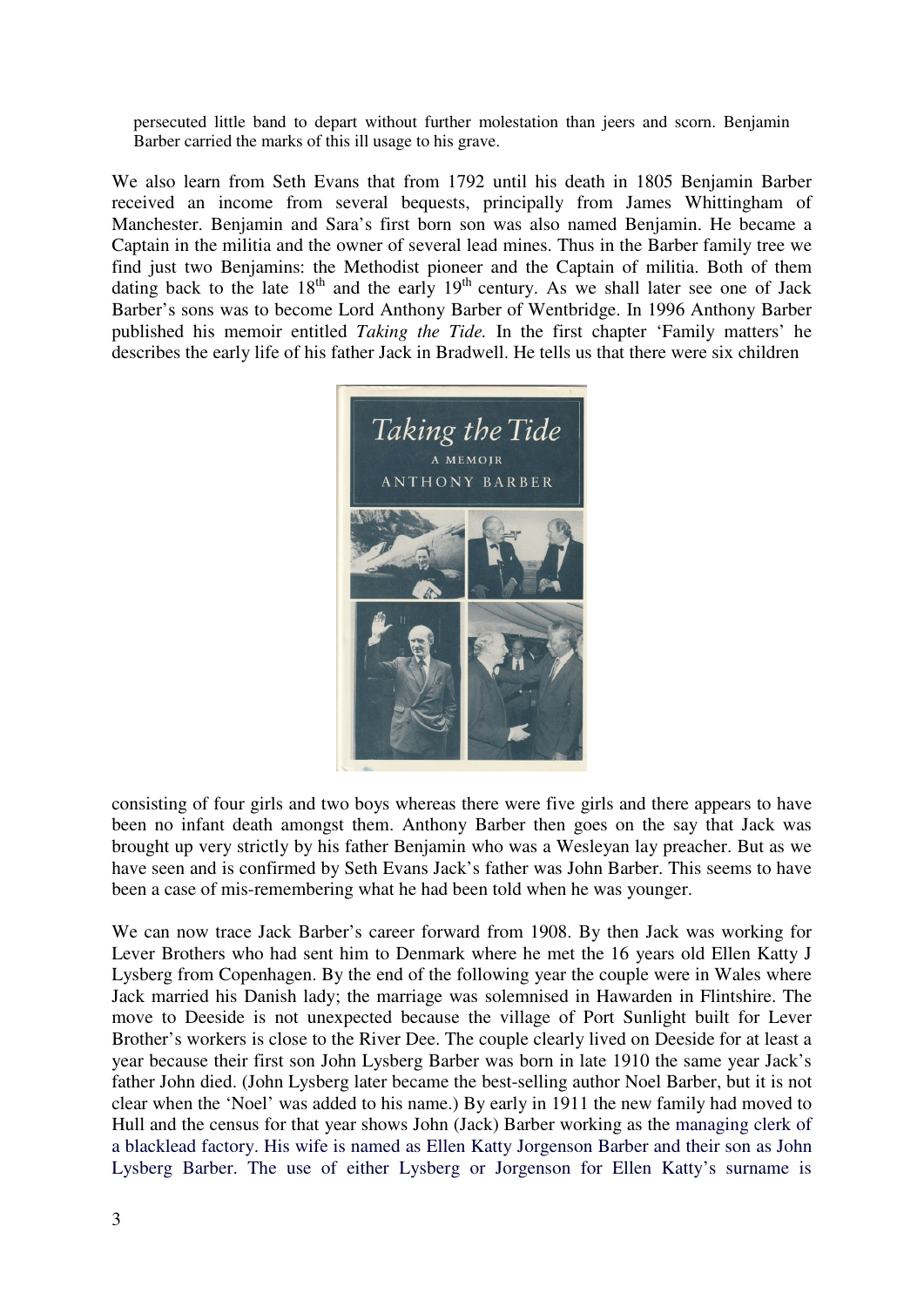persecuted little band to depart without further molestation than jeers and scorn. Benjamin Barber carried the marks of this ill usage to his grave.

We also learn from Seth Evans that from 1792 until his death in 1805 Benjamin Barber received an income from several bequests, principally from James Whittingham of Manchester. Benjamin and Sara's first born son was also named Benjamin. He became a Captain in the militia and the owner of several lead mines. Thus in the Barber family tree we find just two Benjamins: the Methodist pioneer and the Captain of militia. Both of them dating back to the late 18th and the early 19th century. As we shall later see one of Jack Barber's sons was to become Lord Anthony Barber of Wentbridge. In 1996 Anthony Barber published his memoir entitled *Taking the Tide.* In the first chapter 'Family matters' he describes the early life of his father Jack in Bradwell. He tells us that there were six children consisting of four girls and two boys whereas there were five girls and there appears to have been no infant death amongst them. Anthony Barber then goes on the say that Jack was brought up very strictly by his father Benjamin who was a Wesleyan lay preacher. But as we have seen and is confirmed by Seth Evans Jack's father was John Barber. This seems to have been a case of mis-remembering what he had been told when he was younger.

We can now trace Jack Barber's career forward from 1908. By then Jack was working for Lever Brothers who had sent him to Denmark where he met the 16 years old Ellen Katty J Lysberg from Copenhagen. By the end of the following year the couple were in Wales where Jack married his Danish lady; the marriage was solemnised in Hawarden in Flintshire. The move to Deeside is not unexpected because the village of Port Sunlight built for Lever Brother's workers is close to the River Dee. The couple clearly lived on Deeside for at least a year because their first son John Lysberg Barber was born in late 1910 the same year Jack's father John died. (John Lysberg later became the best-selling author Noel Barber, but it is not clear when the 'Noel' was added to his name.) By early in 1911 the new family had moved to Hull and the census for that year shows John (Jack) Barber working as the managing clerk of a blacklead factory. His wife is named as Ellen Katty Jorgenson Barber and their son as John Lysberg Barber. The use of either Lysberg or Jorgenson for Ellen Katty's surname is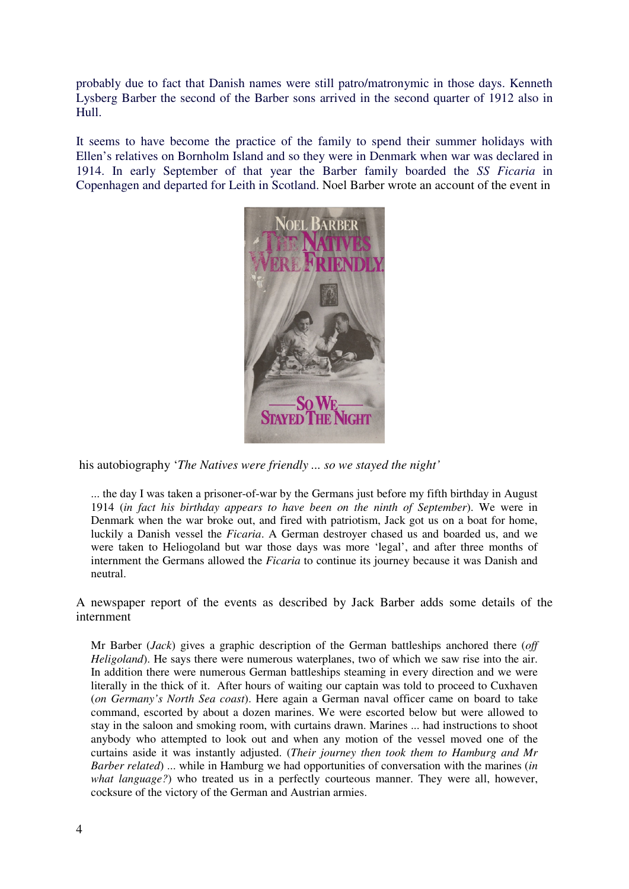probably due to fact that Danish names were still patro/matronymic in those days. Kenneth Lysberg Barber the second of the Barber sons arrived in the second quarter of 1912 also in Hull.

It seems to have become the practice of the family to spend their summer holidays with Ellen's relatives on Bornholm Island and so they were in Denmark when war was declared in 1914. In early September of that year the Barber family boarded the *SS Ficaria* in Copenhagen and departed for Leith in Scotland. Noel Barber wrote an account of the event in his autobiography '*The Natives were friendly ... so we stayed the night'*

> ... the day I was taken a prisoner-of-war by the Germans just before my fifth birthday in August 1914 (*in fact his birthday appears to have been on the ninth of September*). We were in Denmark when the war broke out, and fired with patriotism, Jack got us on a boat for home, luckily a Danish vessel the *Ficaria*. A German destroyer chased us and boarded us, and we were taken to Heliogoland but war those days was more 'legal', and after three months of internment the Germans allowed the *Ficaria* to continue its journey because it was Danish and neutral.

A newspaper report of the events as described by Jack Barber adds some details of the internment

> Mr Barber (*Jack*) gives a graphic description of the German battleships anchored there (*off Heligoland*). He says there were numerous waterplanes, two of which we saw rise into the air. In addition there were numerous German battleships steaming in every direction and we were literally in the thick of it. After hours of waiting our captain was told to proceed to Cuxhaven (*on Germany's North Sea coast*). Here again a German naval officer came on board to take command, escorted by about a dozen marines. We were escorted below but were allowed to stay in the saloon and smoking room, with curtains drawn. Marines ... had instructions to shoot anybody who attempted to look out and when any motion of the vessel moved one of the curtains aside it was instantly adjusted. (*Their journey then took them to Hamburg and Mr Barber related*) ... while in Hamburg we had opportunities of conversation with the marines (*in what language?*) who treated us in a perfectly courteous manner. They were all, however, cocksure of the victory of the German and Austrian armies.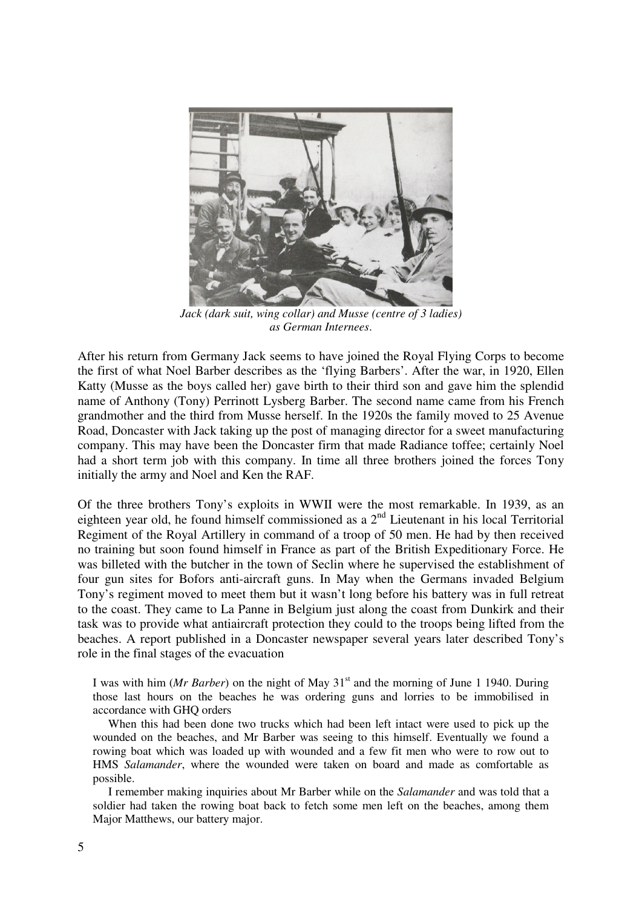*Jack (dark suit, wing collar) and Musse (centre of 3 ladies) as German Internees.*

After his return from Germany Jack seems to have joined the Royal Flying Corps to become the first of what Noel Barber describes as the 'flying Barbers'. After the war, in 1920, Ellen Katty (Musse as the boys called her) gave birth to their third son and gave him the splendid name of Anthony (Tony) Perrinott Lysberg Barber. The second name came from his French grandmother and the third from Musse herself. In the 1920s the family moved to 25 Avenue Road, Doncaster with Jack taking up the post of managing director for a sweet manufacturing company. This may have been the Doncaster firm that made Radiance toffee; certainly Noel had a short term job with this company. In time all three brothers joined the forces Tony initially the army and Noel and Ken the RAF.

Of the three brothers Tony's exploits in WWII were the most remarkable. In 1939, as an eighteen year old, he found himself commissioned as a 2nd Lieutenant in his local Territorial Regiment of the Royal Artillery in command of a troop of 50 men. He had by then received no training but soon found himself in France as part of the British Expeditionary Force. He was billeted with the butcher in the town of Seclin where he supervised the establishment of four gun sites for Bofors anti-aircraft guns. In May when the Germans invaded Belgium Tony's regiment moved to meet them but it wasn't long before his battery was in full retreat to the coast. They came to La Panne in Belgium just along the coast from Dunkirk and their task was to provide what antiaircraft protection they could to the troops being lifted from the beaches. A report published in a Doncaster newspaper several years later described Tony's role in the final stages of the evacuation

> I was with him (*Mr Barber*) on the night of May 31st and the morning of June 1 1940. During those last hours on the beaches he was ordering guns and lorries to be immobilised in accordance with GHQ orders
>
> When this had been done two trucks which had been left intact were used to pick up the wounded on the beaches, and Mr Barber was seeing to this himself. Eventually we found a rowing boat which was loaded up with wounded and a few fit men who were to row out to HMS *Salamander*, where the wounded were taken on board and made as comfortable as possible.
>
> I remember making inquiries about Mr Barber while on the *Salamander* and was told that a soldier had taken the rowing boat back to fetch some men left on the beaches, among them Major Matthews, our battery major.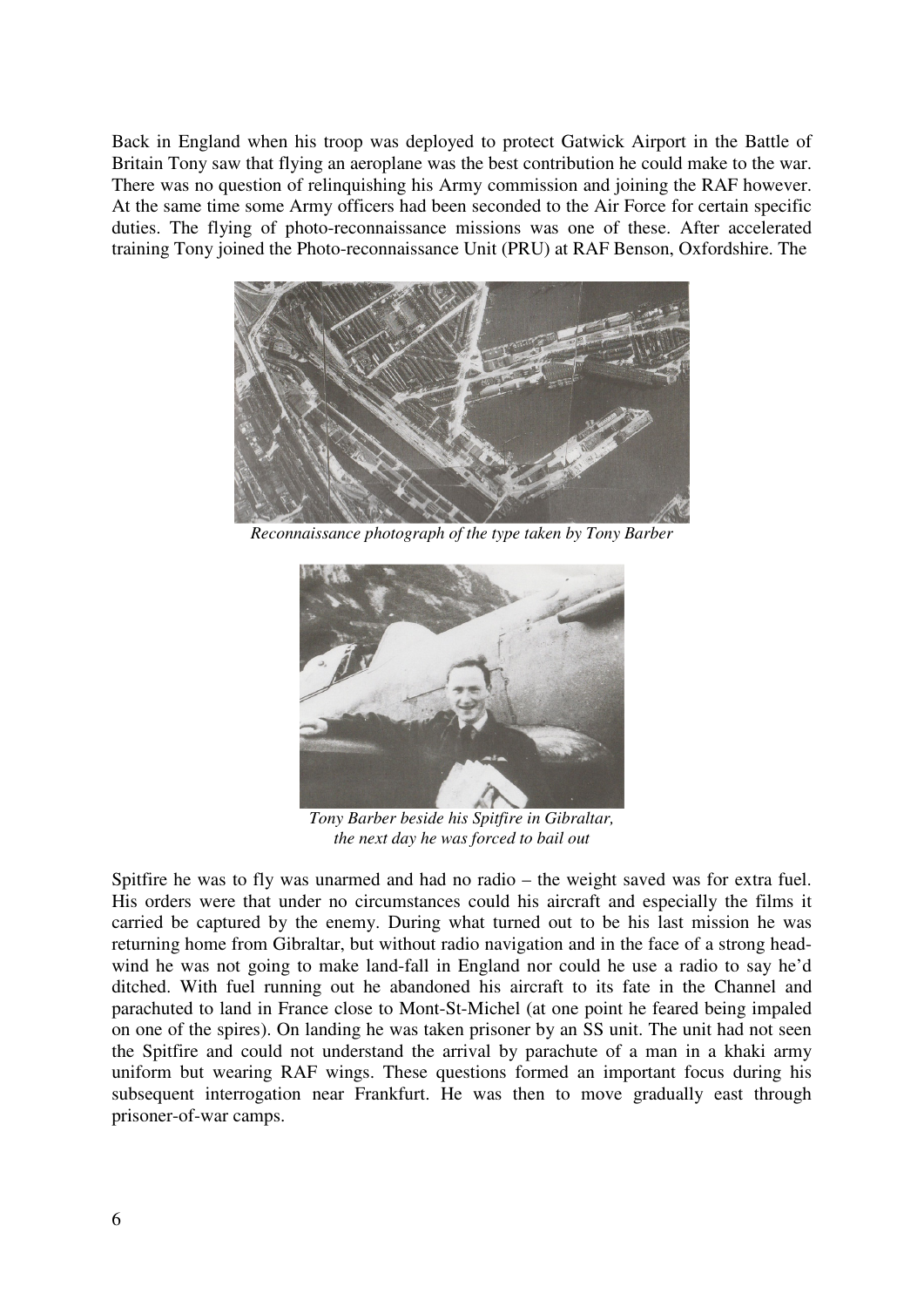Back in England when his troop was deployed to protect Gatwick Airport in the Battle of Britain Tony saw that flying an aeroplane was the best contribution he could make to the war. There was no question of relinquishing his Army commission and joining the RAF however. At the same time some Army officers had been seconded to the Air Force for certain specific duties. The flying of photo-reconnaissance missions was one of these. After accelerated training Tony joined the Photo-reconnaissance Unit (PRU) at RAF Benson, Oxfordshire. The

*Reconnaissance photograph of the type taken by Tony Barber*

*Tony Barber beside his Spitfire in Gibraltar, the next day he was forced to bail out*

Spitfire he was to fly was unarmed and had no radio – the weight saved was for extra fuel. His orders were that under no circumstances could his aircraft and especially the films it carried be captured by the enemy. During what turned out to be his last mission he was returning home from Gibraltar, but without radio navigation and in the face of a strong head-wind he was not going to make land-fall in England nor could he use a radio to say he'd ditched. With fuel running out he abandoned his aircraft to its fate in the Channel and parachuted to land in France close to Mont-St-Michel (at one point he feared being impaled on one of the spires). On landing he was taken prisoner by an SS unit. The unit had not seen the Spitfire and could not understand the arrival by parachute of a man in a khaki army uniform but wearing RAF wings. These questions formed an important focus during his subsequent interrogation near Frankfurt. He was then to move gradually east through prisoner-of-war camps.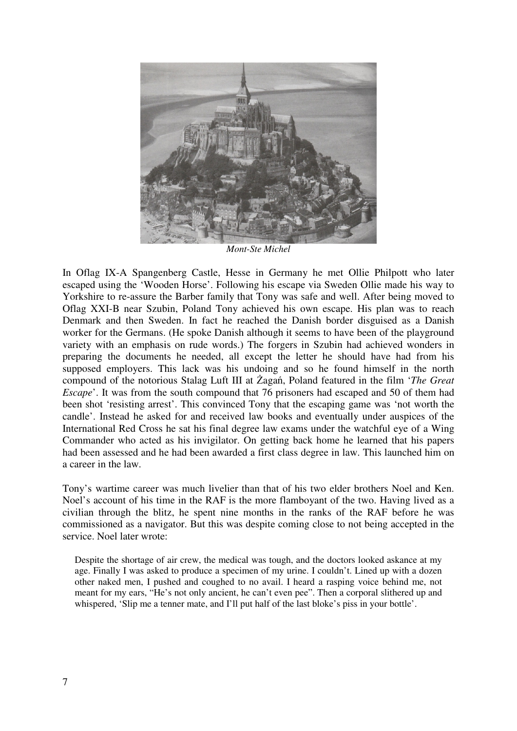*Mont-Ste Michel*

In Oflag IX-A Spangenberg Castle, Hesse in Germany he met Ollie Philpott who later escaped using the 'Wooden Horse'. Following his escape via Sweden Ollie made his way to Yorkshire to re-assure the Barber family that Tony was safe and well. After being moved to Oflag XXI-B near Szubin, Poland Tony achieved his own escape. His plan was to reach Denmark and then Sweden. In fact he reached the Danish border disguised as a Danish worker for the Germans. (He spoke Danish although it seems to have been of the playground variety with an emphasis on rude words.) The forgers in Szubin had achieved wonders in preparing the documents he needed, all except the letter he should have had from his supposed employers. This lack was his undoing and so he found himself in the north compound of the notorious Stalag Luft III at Żagań, Poland featured in the film '*The Great Escape*'. It was from the south compound that 76 prisoners had escaped and 50 of them had been shot 'resisting arrest'. This convinced Tony that the escaping game was 'not worth the candle'. Instead he asked for and received law books and eventually under auspices of the International Red Cross he sat his final degree law exams under the watchful eye of a Wing Commander who acted as his invigilator. On getting back home he learned that his papers had been assessed and he had been awarded a first class degree in law. This launched him on a career in the law.

Tony's wartime career was much livelier than that of his two elder brothers Noel and Ken. Noel's account of his time in the RAF is the more flamboyant of the two. Having lived as a civilian through the blitz, he spent nine months in the ranks of the RAF before he was commissioned as a navigator. But this was despite coming close to not being accepted in the service. Noel later wrote:

> Despite the shortage of air crew, the medical was tough, and the doctors looked askance at my age. Finally I was asked to produce a specimen of my urine. I couldn't. Lined up with a dozen other naked men, I pushed and coughed to no avail. I heard a rasping voice behind me, not meant for my ears, "He's not only ancient, he can't even pee". Then a corporal slithered up and whispered, 'Slip me a tenner mate, and I'll put half of the last bloke's piss in your bottle'.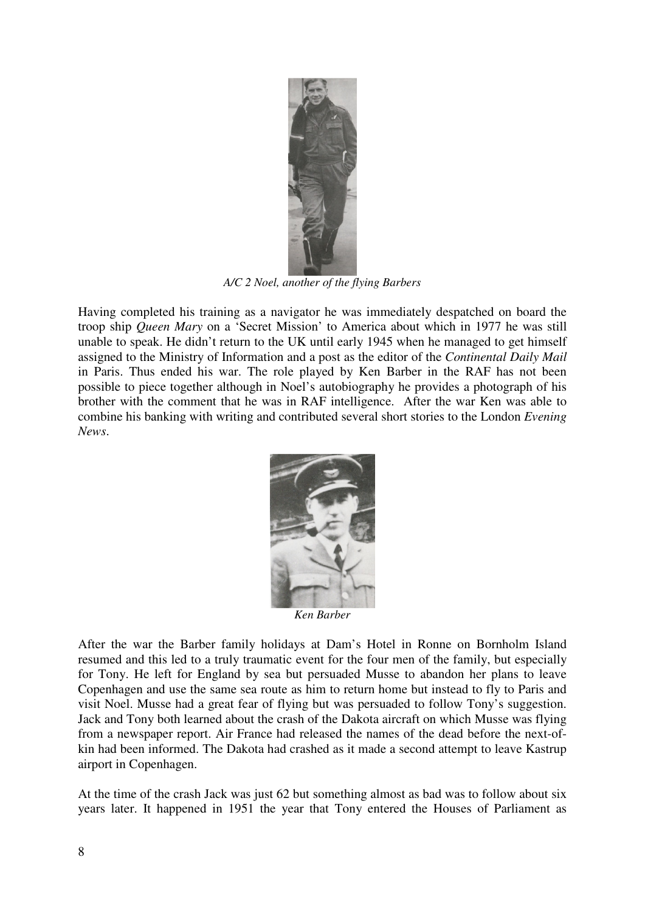*A/C 2 Noel, another of the flying Barbers*

Having completed his training as a navigator he was immediately despatched on board the troop ship *Queen Mary* on a 'Secret Mission' to America about which in 1977 he was still unable to speak. He didn't return to the UK until early 1945 when he managed to get himself assigned to the Ministry of Information and a post as the editor of the *Continental Daily Mail* in Paris. Thus ended his war. The role played by Ken Barber in the RAF has not been possible to piece together although in Noel's autobiography he provides a photograph of his brother with the comment that he was in RAF intelligence. After the war Ken was able to combine his banking with writing and contributed several short stories to the London *Evening News*.

*Ken Barber*

After the war the Barber family holidays at Dam's Hotel in Ronne on Bornholm Island resumed and this led to a truly traumatic event for the four men of the family, but especially for Tony. He left for England by sea but persuaded Musse to abandon her plans to leave Copenhagen and use the same sea route as him to return home but instead to fly to Paris and visit Noel. Musse had a great fear of flying but was persuaded to follow Tony's suggestion. Jack and Tony both learned about the crash of the Dakota aircraft on which Musse was flying from a newspaper report. Air France had released the names of the dead before the next-of-kin had been informed. The Dakota had crashed as it made a second attempt to leave Kastrup airport in Copenhagen.

At the time of the crash Jack was just 62 but something almost as bad was to follow about six years later. It happened in 1951 the year that Tony entered the Houses of Parliament as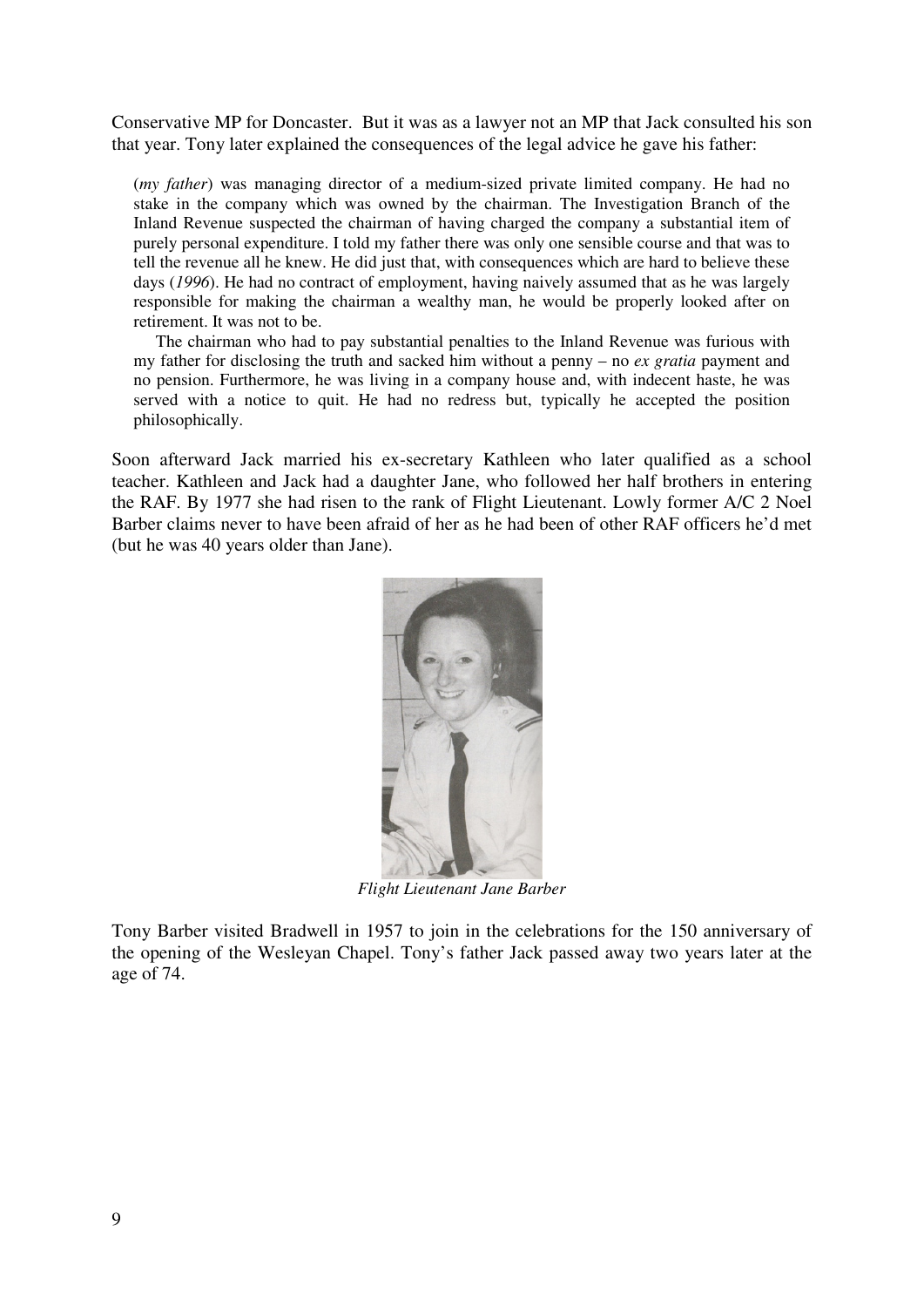Conservative MP for Doncaster. But it was as a lawyer not an MP that Jack consulted his son that year. Tony later explained the consequences of the legal advice he gave his father:

> (*my father*) was managing director of a medium-sized private limited company. He had no stake in the company which was owned by the chairman. The Investigation Branch of the Inland Revenue suspected the chairman of having charged the company a substantial item of purely personal expenditure. I told my father there was only one sensible course and that was to tell the revenue all he knew. He did just that, with consequences which are hard to believe these days (*1996*). He had no contract of employment, having naively assumed that as he was largely responsible for making the chairman a wealthy man, he would be properly looked after on retirement. It was not to be.
>
> The chairman who had to pay substantial penalties to the Inland Revenue was furious with my father for disclosing the truth and sacked him without a penny – no *ex gratia* payment and no pension. Furthermore, he was living in a company house and, with indecent haste, he was served with a notice to quit. He had no redress but, typically he accepted the position philosophically.

Soon afterward Jack married his ex-secretary Kathleen who later qualified as a school teacher. Kathleen and Jack had a daughter Jane, who followed her half brothers in entering the RAF. By 1977 she had risen to the rank of Flight Lieutenant. Lowly former A/C 2 Noel Barber claims never to have been afraid of her as he had been of other RAF officers he'd met (but he was 40 years older than Jane).

*Flight Lieutenant Jane Barber*

Tony Barber visited Bradwell in 1957 to join in the celebrations for the 150 anniversary of the opening of the Wesleyan Chapel. Tony's father Jack passed away two years later at the age of 74.